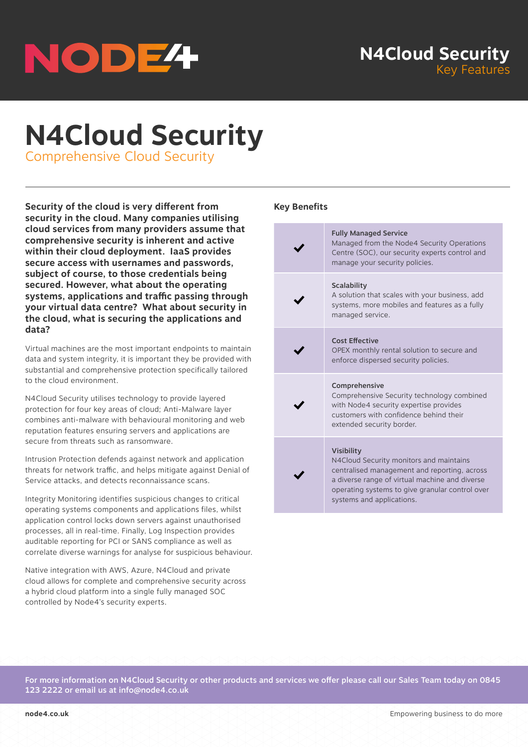# N4Cloud Security

## Comprehensive Cloud Security

**Security of the cloud is very different from security in the cloud. Many companies utilising cloud services from many providers assume that comprehensive security is inherent and active within their cloud deployment. IaaS provides secure access with usernames and passwords, subject of course, to those credentials being secured. However, what about the operating systems, applications and traffic passing through your virtual data centre? What about security in the cloud, what is securing the applications and data?**

Virtual machines are the most important endpoints to maintain data and system integrity, it is important they be provided with substantial and comprehensive protection specifically tailored to the cloud environment.

N4Cloud Security utilises technology to provide layered protection for four key areas of cloud; Anti-Malware layer combines anti-malware with behavioural monitoring and web reputation features ensuring servers and applications are secure from threats such as ransomware.

Intrusion Protection defends against network and application threats for network traffic, and helps mitigate against Denial of Service attacks, and detects reconnaissance scans.

Integrity Monitoring identifies suspicious changes to critical operating systems components and applications files, whilst application control locks down servers against unauthorised processes, all in real-time. Finally, Log Inspection provides auditable reporting for PCI or SANS compliance as well as correlate diverse warnings for analyse for suspicious behaviour.

Native integration with AWS, Azure, N4Cloud and private cloud allows for complete and comprehensive security across a hybrid cloud platform into a single fully managed SOC controlled by Node4's security experts.

### Key Benefits

| | |
|---|---|
| ✔ | **Fully Managed Service**<br>Managed from the Node4 Security Operations Centre (SOC), our security experts control and manage your security policies. |
| ✔ | **Scalability**<br>A solution that scales with your business, add systems, more mobiles and features as a fully managed service. |
| ✔ | **Cost Effective**<br>OPEX monthly rental solution to secure and enforce dispersed security policies. |
| ✔ | **Comprehensive**<br>Comprehensive Security technology combined with Node4 security expertise provides customers with confidence behind their extended security border. |
| ✔ | **Visibility**<br>N4Cloud Security monitors and maintains centralised management and reporting, across a diverse range of virtual machine and diverse operating systems to give granular control over systems and applications. |

**For more information on N4Cloud Security or other products and services we offer please call our Sales Team today on 0845 123 2222 or email us at info@node4.co.uk**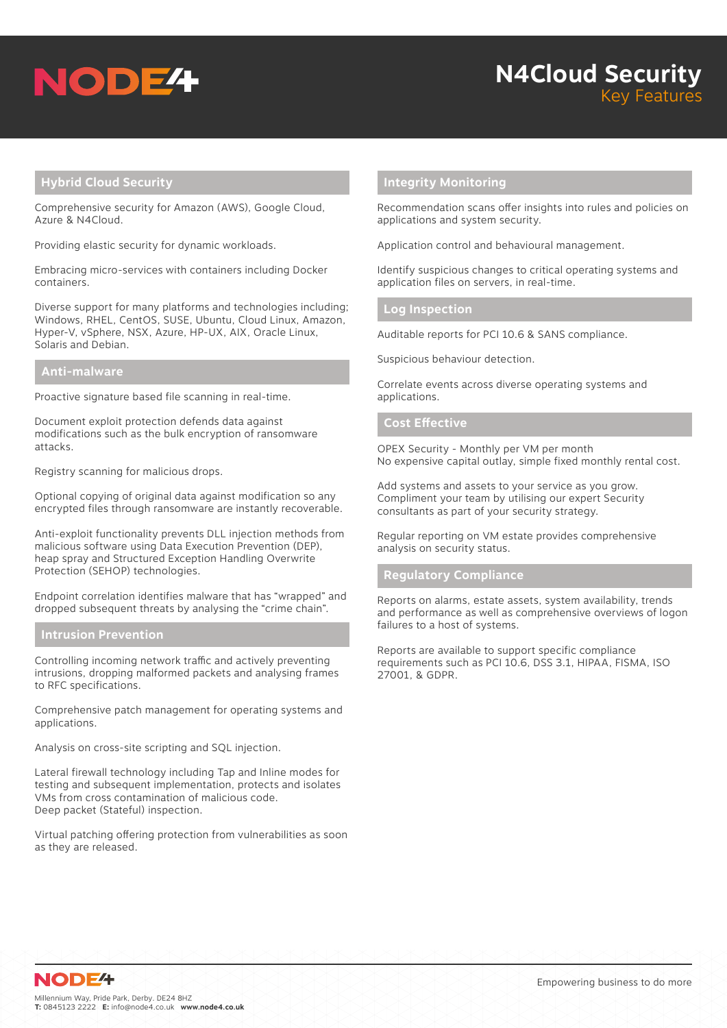# N4Cloud Security

## Key Features

### Hybrid Cloud Security

Comprehensive security for Amazon (AWS), Google Cloud, Azure & N4Cloud.

Providing elastic security for dynamic workloads.

Embracing micro-services with containers including Docker containers.

Diverse support for many platforms and technologies including; Windows, RHEL, CentOS, SUSE, Ubuntu, Cloud Linux, Amazon, Hyper-V, vSphere, NSX, Azure, HP-UX, AIX, Oracle Linux, Solaris and Debian.

### Anti-malware

Proactive signature based file scanning in real-time.

Document exploit protection defends data against modifications such as the bulk encryption of ransomware attacks.

Registry scanning for malicious drops.

Optional copying of original data against modification so any encrypted files through ransomware are instantly recoverable.

Anti-exploit functionality prevents DLL injection methods from malicious software using Data Execution Prevention (DEP), heap spray and Structured Exception Handling Overwrite Protection (SEHOP) technologies.

Endpoint correlation identifies malware that has "wrapped" and dropped subsequent threats by analysing the "crime chain".

### Intrusion Prevention

Controlling incoming network traffic and actively preventing intrusions, dropping malformed packets and analysing frames to RFC specifications.

Comprehensive patch management for operating systems and applications.

Analysis on cross-site scripting and SQL injection.

Lateral firewall technology including Tap and Inline modes for testing and subsequent implementation, protects and isolates VMs from cross contamination of malicious code.
Deep packet (Stateful) inspection.

Virtual patching offering protection from vulnerabilities as soon as they are released.

### Integrity Monitoring

Recommendation scans offer insights into rules and policies on applications and system security.

Application control and behavioural management.

Identify suspicious changes to critical operating systems and application files on servers, in real-time.

### Log Inspection

Auditable reports for PCI 10.6 & SANS compliance.

Suspicious behaviour detection.

Correlate events across diverse operating systems and applications.

### Cost Effective

OPEX Security - Monthly per VM per month
No expensive capital outlay, simple fixed monthly rental cost.

Add systems and assets to your service as you grow.
Compliment your team by utilising our expert Security consultants as part of your security strategy.

Regular reporting on VM estate provides comprehensive analysis on security status.

### Regulatory Compliance

Reports on alarms, estate assets, system availability, trends and performance as well as comprehensive overviews of logon failures to a host of systems.

Reports are available to support specific compliance requirements such as PCI 10.6, DSS 3.1, HIPAA, FISMA, ISO 27001, & GDPR.

NODE4

Millennium Way, Pride Park, Derby. DE24 8HZ
**T:** 0845123 2222 **E:** info@node4.co.uk **www.node4.co.uk**

Empowering business to do more